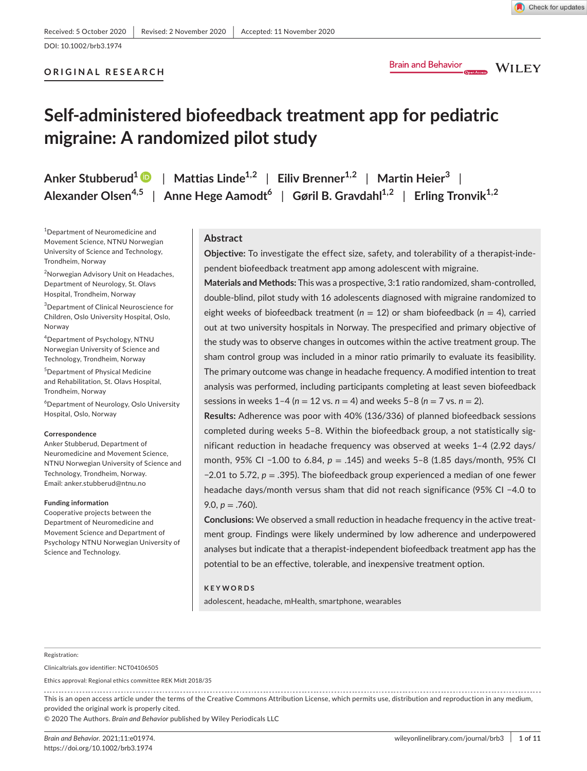Received: 5 October 2020 | Revised: 2 November 2020 | Accepted: 11 November 2020

DOI: 10.1002/brb3.1974

ORIGINAL RESEARCH

# Self-administered biofeedback treatment app for pediatric migraine: A randomized pilot study

Anker Stubberud[1] | Mattias Linde[1,2] | Eiliv Brenner[1,2] | Martin Heier[3] | Alexander Olsen[4,5] | Anne Hege Aamodt[6] | Gøril B. Gravdahl[1,2] | Erling Tronvik[1,2]

[1]Department of Neuromedicine and Movement Science, NTNU Norwegian University of Science and Technology, Trondheim, Norway

[2]Norwegian Advisory Unit on Headaches, Department of Neurology, St. Olavs Hospital, Trondheim, Norway

[3]Department of Clinical Neuroscience for Children, Oslo University Hospital, Oslo, Norway

[4]Department of Psychology, NTNU Norwegian University of Science and Technology, Trondheim, Norway

[5]Department of Physical Medicine and Rehabilitation, St. Olavs Hospital, Trondheim, Norway

[6]Department of Neurology, Oslo University Hospital, Oslo, Norway

**Correspondence**

Anker Stubberud, Department of Neuromedicine and Movement Science, NTNU Norwegian University of Science and Technology, Trondheim, Norway.
Email: anker.stubberud@ntnu.no

**Funding information**

Cooperative projects between the Department of Neuromedicine and Movement Science and Department of Psychology NTNU Norwegian University of Science and Technology.

## Abstract

**Objective:** To investigate the effect size, safety, and tolerability of a therapist-independent biofeedback treatment app among adolescent with migraine.

**Materials and Methods:** This was a prospective, 3:1 ratio randomized, sham-controlled, double-blind, pilot study with 16 adolescents diagnosed with migraine randomized to eight weeks of biofeedback treatment ($n = 12$) or sham biofeedback ($n = 4$), carried out at two university hospitals in Norway. The prespecified and primary objective of the study was to observe changes in outcomes within the active treatment group. The sham control group was included in a minor ratio primarily to evaluate its feasibility. The primary outcome was change in headache frequency. A modified intention to treat analysis was performed, including participants completing at least seven biofeedback sessions in weeks 1–4 ($n = 12$ vs. $n = 4$) and weeks 5–8 ($n = 7$ vs. $n = 2$).

**Results:** Adherence was poor with 40% (136/336) of planned biofeedback sessions completed during weeks 5–8. Within the biofeedback group, a not statistically significant reduction in headache frequency was observed at weeks 1–4 (2.92 days/month, 95% CI −1.00 to 6.84, $p = .145$) and weeks 5–8 (1.85 days/month, 95% CI −2.01 to 5.72, $p = .395$). The biofeedback group experienced a median of one fewer headache days/month versus sham that did not reach significance (95% CI −4.0 to 9.0, $p = .760$).

**Conclusions:** We observed a small reduction in headache frequency in the active treatment group. Findings were likely undermined by low adherence and underpowered analyses but indicate that a therapist-independent biofeedback treatment app has the potential to be an effective, tolerable, and inexpensive treatment option.

**KEYWORDS**

adolescent, headache, mHealth, smartphone, wearables

---

Registration:

Clinicaltrials.gov identifier: NCT04106505

Ethics approval: Regional ethics committee REK Midt 2018/35

This is an open access article under the terms of the Creative Commons Attribution License, which permits use, distribution and reproduction in any medium, provided the original work is properly cited.

© 2020 The Authors. *Brain and Behavior* published by Wiley Periodicals LLC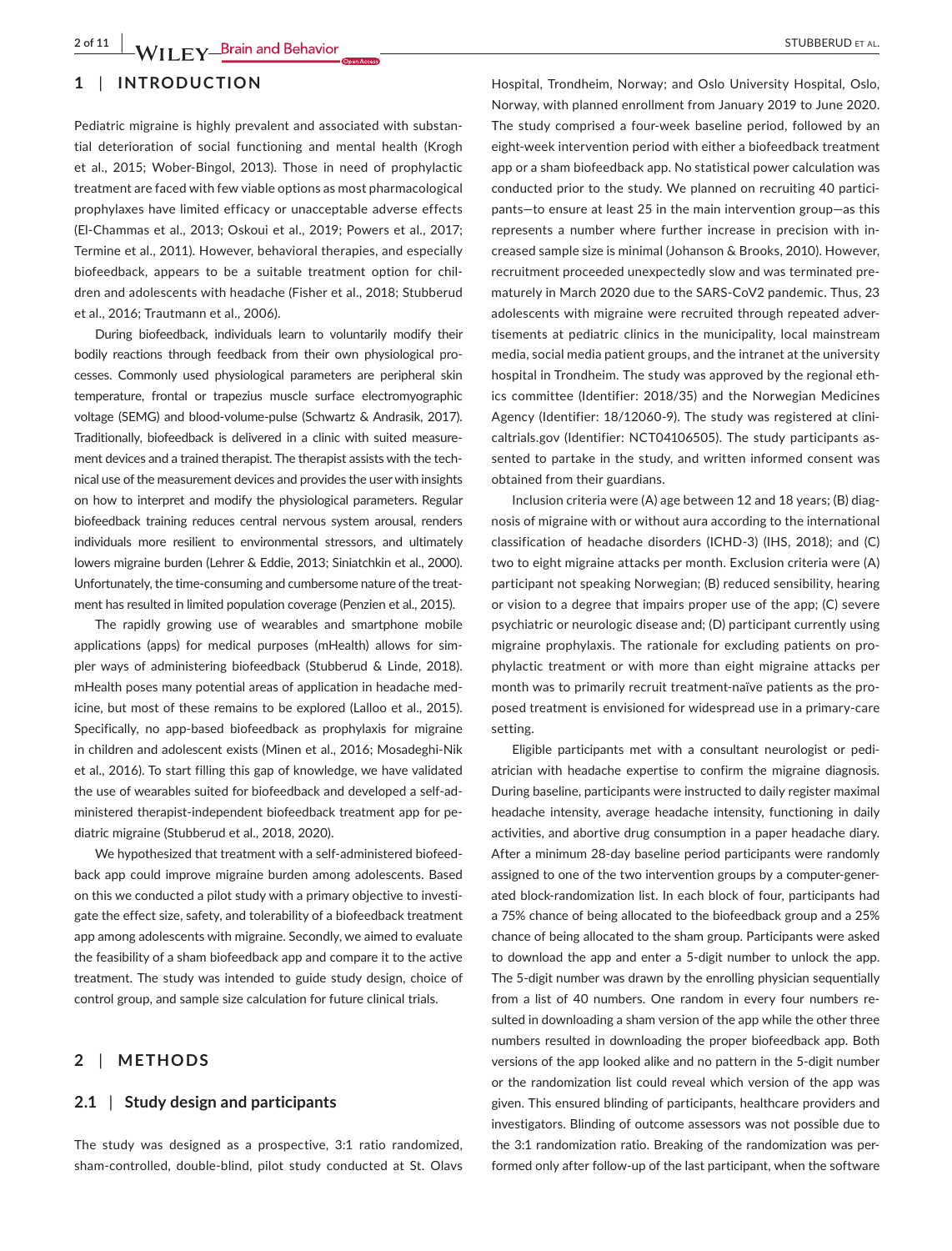## 1 | INTRODUCTION

Pediatric migraine is highly prevalent and associated with substantial deterioration of social functioning and mental health (Krogh et al., 2015; Wober-Bingol, 2013). Those in need of prophylactic treatment are faced with few viable options as most pharmacological prophylaxes have limited efficacy or unacceptable adverse effects (El-Chammas et al., 2013; Oskoui et al., 2019; Powers et al., 2017; Termine et al., 2011). However, behavioral therapies, and especially biofeedback, appears to be a suitable treatment option for children and adolescents with headache (Fisher et al., 2018; Stubberud et al., 2016; Trautmann et al., 2006).

During biofeedback, individuals learn to voluntarily modify their bodily reactions through feedback from their own physiological processes. Commonly used physiological parameters are peripheral skin temperature, frontal or trapezius muscle surface electromyographic voltage (SEMG) and blood-volume-pulse (Schwartz & Andrasik, 2017). Traditionally, biofeedback is delivered in a clinic with suited measurement devices and a trained therapist. The therapist assists with the technical use of the measurement devices and provides the user with insights on how to interpret and modify the physiological parameters. Regular biofeedback training reduces central nervous system arousal, renders individuals more resilient to environmental stressors, and ultimately lowers migraine burden (Lehrer & Eddie, 2013; Siniatchkin et al., 2000). Unfortunately, the time-consuming and cumbersome nature of the treatment has resulted in limited population coverage (Penzien et al., 2015).

The rapidly growing use of wearables and smartphone mobile applications (apps) for medical purposes (mHealth) allows for simpler ways of administering biofeedback (Stubberud & Linde, 2018). mHealth poses many potential areas of application in headache medicine, but most of these remains to be explored (Lalloo et al., 2015). Specifically, no app-based biofeedback as prophylaxis for migraine in children and adolescent exists (Minen et al., 2016; Mosadeghi-Nik et al., 2016). To start filling this gap of knowledge, we have validated the use of wearables suited for biofeedback and developed a self-administered therapist-independent biofeedback treatment app for pediatric migraine (Stubberud et al., 2018, 2020).

We hypothesized that treatment with a self-administered biofeedback app could improve migraine burden among adolescents. Based on this we conducted a pilot study with a primary objective to investigate the effect size, safety, and tolerability of a biofeedback treatment app among adolescents with migraine. Secondly, we aimed to evaluate the feasibility of a sham biofeedback app and compare it to the active treatment. The study was intended to guide study design, choice of control group, and sample size calculation for future clinical trials.

## 2 | METHODS

### 2.1 | Study design and participants

The study was designed as a prospective, 3:1 ratio randomized, sham-controlled, double-blind, pilot study conducted at St. Olavs Hospital, Trondheim, Norway; and Oslo University Hospital, Oslo, Norway, with planned enrollment from January 2019 to June 2020. The study comprised a four-week baseline period, followed by an eight-week intervention period with either a biofeedback treatment app or a sham biofeedback app. No statistical power calculation was conducted prior to the study. We planned on recruiting 40 participants—to ensure at least 25 in the main intervention group—as this represents a number where further increase in precision with increased sample size is minimal (Johanson & Brooks, 2010). However, recruitment proceeded unexpectedly slow and was terminated prematurely in March 2020 due to the SARS-CoV2 pandemic. Thus, 23 adolescents with migraine were recruited through repeated advertisements at pediatric clinics in the municipality, local mainstream media, social media patient groups, and the intranet at the university hospital in Trondheim. The study was approved by the regional ethics committee (Identifier: 2018/35) and the Norwegian Medicines Agency (Identifier: 18/12060-9). The study was registered at clinicaltrials.gov (Identifier: NCT04106505). The study participants assented to partake in the study, and written informed consent was obtained from their guardians.

Inclusion criteria were (A) age between 12 and 18 years; (B) diagnosis of migraine with or without aura according to the international classification of headache disorders (ICHD-3) (IHS, 2018); and (C) two to eight migraine attacks per month. Exclusion criteria were (A) participant not speaking Norwegian; (B) reduced sensibility, hearing or vision to a degree that impairs proper use of the app; (C) severe psychiatric or neurologic disease and; (D) participant currently using migraine prophylaxis. The rationale for excluding patients on prophylactic treatment or with more than eight migraine attacks per month was to primarily recruit treatment-naïve patients as the proposed treatment is envisioned for widespread use in a primary-care setting.

Eligible participants met with a consultant neurologist or pediatrician with headache expertise to confirm the migraine diagnosis. During baseline, participants were instructed to daily register maximal headache intensity, average headache intensity, functioning in daily activities, and abortive drug consumption in a paper headache diary. After a minimum 28-day baseline period participants were randomly assigned to one of the two intervention groups by a computer-generated block-randomization list. In each block of four, participants had a 75% chance of being allocated to the biofeedback group and a 25% chance of being allocated to the sham group. Participants were asked to download the app and enter a 5-digit number to unlock the app. The 5-digit number was drawn by the enrolling physician sequentially from a list of 40 numbers. One random in every four numbers resulted in downloading a sham version of the app while the other three numbers resulted in downloading the proper biofeedback app. Both versions of the app looked alike and no pattern in the 5-digit number or the randomization list could reveal which version of the app was given. This ensured blinding of participants, healthcare providers and investigators. Blinding of outcome assessors was not possible due to the 3:1 randomization ratio. Breaking of the randomization was performed only after follow-up of the last participant, when the software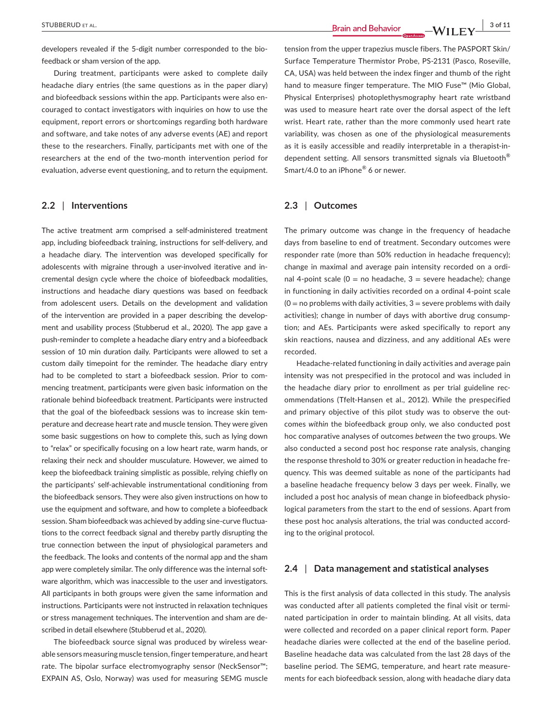developers revealed if the 5-digit number corresponded to the biofeedback or sham version of the app.

During treatment, participants were asked to complete daily headache diary entries (the same questions as in the paper diary) and biofeedback sessions within the app. Participants were also encouraged to contact investigators with inquiries on how to use the equipment, report errors or shortcomings regarding both hardware and software, and take notes of any adverse events (AE) and report these to the researchers. Finally, participants met with one of the researchers at the end of the two-month intervention period for evaluation, adverse event questioning, and to return the equipment.

## 2.2 | Interventions

The active treatment arm comprised a self-administered treatment app, including biofeedback training, instructions for self-delivery, and a headache diary. The intervention was developed specifically for adolescents with migraine through a user-involved iterative and incremental design cycle where the choice of biofeedback modalities, instructions and headache diary questions was based on feedback from adolescent users. Details on the development and validation of the intervention are provided in a paper describing the development and usability process (Stubberud et al., 2020). The app gave a push-reminder to complete a headache diary entry and a biofeedback session of 10 min duration daily. Participants were allowed to set a custom daily timepoint for the reminder. The headache diary entry had to be completed to start a biofeedback session. Prior to commencing treatment, participants were given basic information on the rationale behind biofeedback treatment. Participants were instructed that the goal of the biofeedback sessions was to increase skin temperature and decrease heart rate and muscle tension. They were given some basic suggestions on how to complete this, such as lying down to "relax" or specifically focusing on a low heart rate, warm hands, or relaxing their neck and shoulder musculature. However, we aimed to keep the biofeedback training simplistic as possible, relying chiefly on the participants' self-achievable instrumentational conditioning from the biofeedback sensors. They were also given instructions on how to use the equipment and software, and how to complete a biofeedback session. Sham biofeedback was achieved by adding sine-curve fluctuations to the correct feedback signal and thereby partly disrupting the true connection between the input of physiological parameters and the feedback. The looks and contents of the normal app and the sham app were completely similar. The only difference was the internal software algorithm, which was inaccessible to the user and investigators. All participants in both groups were given the same information and instructions. Participants were not instructed in relaxation techniques or stress management techniques. The intervention and sham are described in detail elsewhere (Stubberud et al., 2020).

The biofeedback source signal was produced by wireless wearable sensors measuring muscle tension, finger temperature, and heart rate. The bipolar surface electromyography sensor (NeckSensor™; EXPAIN AS, Oslo, Norway) was used for measuring SEMG muscle tension from the upper trapezius muscle fibers. The PASPORT Skin/Surface Temperature Thermistor Probe, PS-2131 (Pasco, Roseville, CA, USA) was held between the index finger and thumb of the right hand to measure finger temperature. The MIO Fuse™ (Mio Global, Physical Enterprises) photoplethysmography heart rate wristband was used to measure heart rate over the dorsal aspect of the left wrist. Heart rate, rather than the more commonly used heart rate variability, was chosen as one of the physiological measurements as it is easily accessible and readily interpretable in a therapist-independent setting. All sensors transmitted signals via Bluetooth® Smart/4.0 to an iPhone® 6 or newer.

## 2.3 | Outcomes

The primary outcome was change in the frequency of headache days from baseline to end of treatment. Secondary outcomes were responder rate (more than 50% reduction in headache frequency); change in maximal and average pain intensity recorded on a ordinal 4-point scale (0 = no headache, 3 = severe headache); change in functioning in daily activities recorded on a ordinal 4-point scale (0 = no problems with daily activities, 3 = severe problems with daily activities); change in number of days with abortive drug consumption; and AEs. Participants were asked specifically to report any skin reactions, nausea and dizziness, and any additional AEs were recorded.

Headache-related functioning in daily activities and average pain intensity was not prespecified in the protocol and was included in the headache diary prior to enrollment as per trial guideline recommendations (Tfelt-Hansen et al., 2012). While the prespecified and primary objective of this pilot study was to observe the outcomes *within* the biofeedback group only, we also conducted post hoc comparative analyses of outcomes *between* the two groups. We also conducted a second post hoc response rate analysis, changing the response threshold to 30% or greater reduction in headache frequency. This was deemed suitable as none of the participants had a baseline headache frequency below 3 days per week. Finally, we included a post hoc analysis of mean change in biofeedback physiological parameters from the start to the end of sessions. Apart from these post hoc analysis alterations, the trial was conducted according to the original protocol.

## 2.4 | Data management and statistical analyses

This is the first analysis of data collected in this study. The analysis was conducted after all patients completed the final visit or terminated participation in order to maintain blinding. At all visits, data were collected and recorded on a paper clinical report form. Paper headache diaries were collected at the end of the baseline period. Baseline headache data was calculated from the last 28 days of the baseline period. The SEMG, temperature, and heart rate measurements for each biofeedback session, along with headache diary data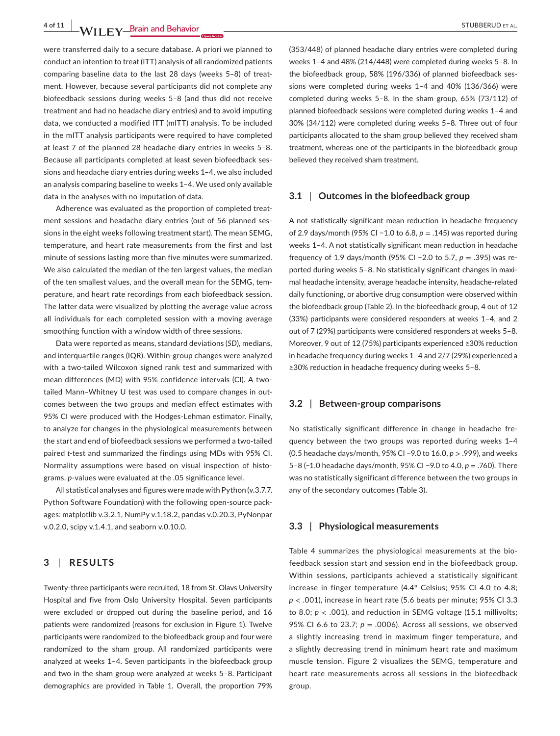were transferred daily to a secure database. A priori we planned to conduct an intention to treat (ITT) analysis of all randomized patients comparing baseline data to the last 28 days (weeks 5–8) of treatment. However, because several participants did not complete any biofeedback sessions during weeks 5–8 (and thus did not receive treatment and had no headache diary entries) and to avoid imputing data, we conducted a modified ITT (mITT) analysis. To be included in the mITT analysis participants were required to have completed at least 7 of the planned 28 headache diary entries in weeks 5–8. Because all participants completed at least seven biofeedback sessions and headache diary entries during weeks 1–4, we also included an analysis comparing baseline to weeks 1–4. We used only available data in the analyses with no imputation of data.

Adherence was evaluated as the proportion of completed treatment sessions and headache diary entries (out of 56 planned sessions in the eight weeks following treatment start). The mean SEMG, temperature, and heart rate measurements from the first and last minute of sessions lasting more than five minutes were summarized. We also calculated the median of the ten largest values, the median of the ten smallest values, and the overall mean for the SEMG, temperature, and heart rate recordings from each biofeedback session. The latter data were visualized by plotting the average value across all individuals for each completed session with a moving average smoothing function with a window width of three sessions.

Data were reported as means, standard deviations (*SD*), medians, and interquartile ranges (IQR). Within-group changes were analyzed with a two-tailed Wilcoxon signed rank test and summarized with mean differences (MD) with 95% confidence intervals (CI). A two-tailed Mann–Whitney U test was used to compare changes in outcomes between the two groups and median effect estimates with 95% CI were produced with the Hodges-Lehman estimator. Finally, to analyze for changes in the physiological measurements between the start and end of biofeedback sessions we performed a two-tailed paired *t*-test and summarized the findings using MDs with 95% CI. Normality assumptions were based on visual inspection of histograms. *p*-values were evaluated at the .05 significance level.

All statistical analyses and figures were made with Python (v.3.7.7, Python Software Foundation) with the following open-source packages: matplotlib v.3.2.1, NumPy v.1.18.2, pandas v.0.20.3, PyNonpar v.0.2.0, scipy v.1.4.1, and seaborn v.0.10.0.

## 3 | RESULTS

Twenty-three participants were recruited, 18 from St. Olavs University Hospital and five from Oslo University Hospital. Seven participants were excluded or dropped out during the baseline period, and 16 patients were randomized (reasons for exclusion in Figure 1). Twelve participants were randomized to the biofeedback group and four were randomized to the sham group. All randomized participants were analyzed at weeks 1–4. Seven participants in the biofeedback group and two in the sham group were analyzed at weeks 5–8. Participant demographics are provided in Table 1. Overall, the proportion 79% (353/448) of planned headache diary entries were completed during weeks 1–4 and 48% (214/448) were completed during weeks 5–8. In the biofeedback group, 58% (196/336) of planned biofeedback sessions were completed during weeks 1–4 and 40% (136/366) were completed during weeks 5–8. In the sham group, 65% (73/112) of planned biofeedback sessions were completed during weeks 1–4 and 30% (34/112) were completed during weeks 5–8. Three out of four participants allocated to the sham group believed they received sham treatment, whereas one of the participants in the biofeedback group believed they received sham treatment.

### 3.1 | Outcomes in the biofeedback group

A not statistically significant mean reduction in headache frequency of 2.9 days/month (95% CI −1.0 to 6.8, $p = .145$) was reported during weeks 1–4. A not statistically significant mean reduction in headache frequency of 1.9 days/month (95% CI −2.0 to 5.7, $p = .395$) was reported during weeks 5–8. No statistically significant changes in maximal headache intensity, average headache intensity, headache-related daily functioning, or abortive drug consumption were observed within the biofeedback group (Table 2). In the biofeedback group, 4 out of 12 (33%) participants were considered responders at weeks 1–4, and 2 out of 7 (29%) participants were considered responders at weeks 5–8. Moreover, 9 out of 12 (75%) participants experienced ≥30% reduction in headache frequency during weeks 1–4 and 2/7 (29%) experienced a ≥30% reduction in headache frequency during weeks 5–8.

### 3.2 | Between-group comparisons

No statistically significant difference in change in headache frequency between the two groups was reported during weeks 1–4 (0.5 headache days/month, 95% CI −9.0 to 16.0, $p > .999$), and weeks 5–8 (−1.0 headache days/month, 95% CI −9.0 to 4.0, $p = .760$). There was no statistically significant difference between the two groups in any of the secondary outcomes (Table 3).

### 3.3 | Physiological measurements

Table 4 summarizes the physiological measurements at the biofeedback session start and session end in the biofeedback group. Within sessions, participants achieved a statistically significant increase in finger temperature (4.4° Celsius; 95% CI 4.0 to 4.8; $p < .001$), increase in heart rate (5.6 beats per minute; 95% CI 3.3 to 8.0; $p < .001$), and reduction in SEMG voltage (15.1 millivolts; 95% CI 6.6 to 23.7; $p = .0006$). Across all sessions, we observed a slightly increasing trend in maximum finger temperature, and a slightly decreasing trend in minimum heart rate and maximum muscle tension. Figure 2 visualizes the SEMG, temperature and heart rate measurements across all sessions in the biofeedback group.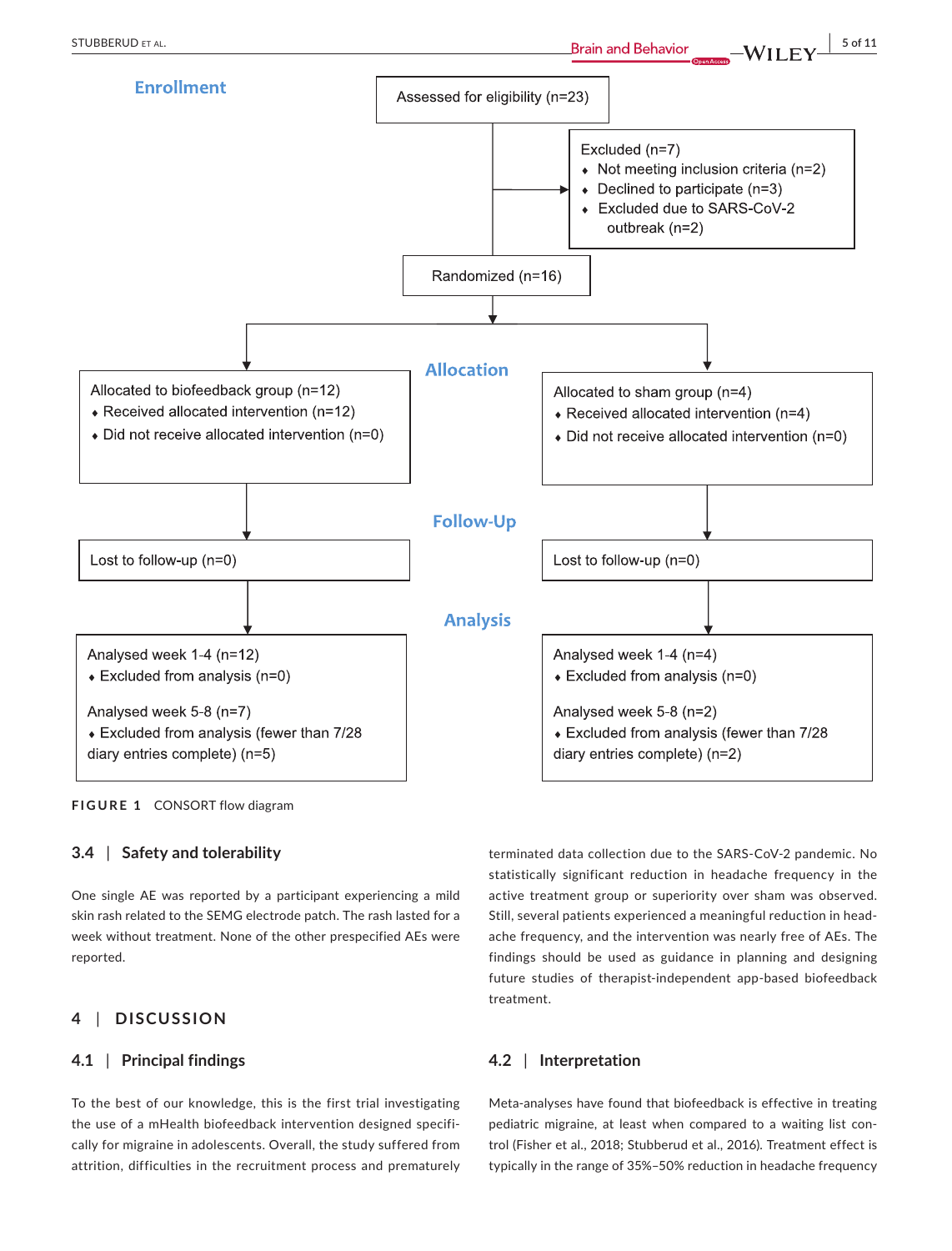**Enrollment**

Assessed for eligibility (n=23)

Excluded (n=7)
- Not meeting inclusion criteria (n=2)
- Declined to participate (n=3)
- Excluded due to SARS-CoV-2 outbreak (n=2)

Randomized (n=16)

**Allocation**

Allocated to biofeedback group (n=12)
- Received allocated intervention (n=12)
- Did not receive allocated intervention (n=0)

Allocated to sham group (n=4)
- Received allocated intervention (n=4)
- Did not receive allocated intervention (n=0)

**Follow-Up**

Lost to follow-up (n=0)

Lost to follow-up (n=0)

**Analysis**

Analysed week 1-4 (n=12)
- Excluded from analysis (n=0)

Analysed week 5-8 (n=7)
- Excluded from analysis (fewer than 7/28 diary entries complete) (n=5)

Analysed week 1-4 (n=4)
- Excluded from analysis (n=0)

Analysed week 5-8 (n=2)
- Excluded from analysis (fewer than 7/28 diary entries complete) (n=2)

**FIGURE 1** CONSORT flow diagram

### 3.4 | Safety and tolerability

One single AE was reported by a participant experiencing a mild skin rash related to the SEMG electrode patch. The rash lasted for a week without treatment. None of the other prespecified AEs were reported.

## 4 | DISCUSSION

### 4.1 | Principal findings

To the best of our knowledge, this is the first trial investigating the use of a mHealth biofeedback intervention designed specifically for migraine in adolescents. Overall, the study suffered from attrition, difficulties in the recruitment process and prematurely terminated data collection due to the SARS-CoV-2 pandemic. No statistically significant reduction in headache frequency in the active treatment group or superiority over sham was observed. Still, several patients experienced a meaningful reduction in headache frequency, and the intervention was nearly free of AEs. The findings should be used as guidance in planning and designing future studies of therapist-independent app-based biofeedback treatment.

### 4.2 | Interpretation

Meta-analyses have found that biofeedback is effective in treating pediatric migraine, at least when compared to a waiting list control (Fisher et al., 2018; Stubberud et al., 2016). Treatment effect is typically in the range of 35%–50% reduction in headache frequency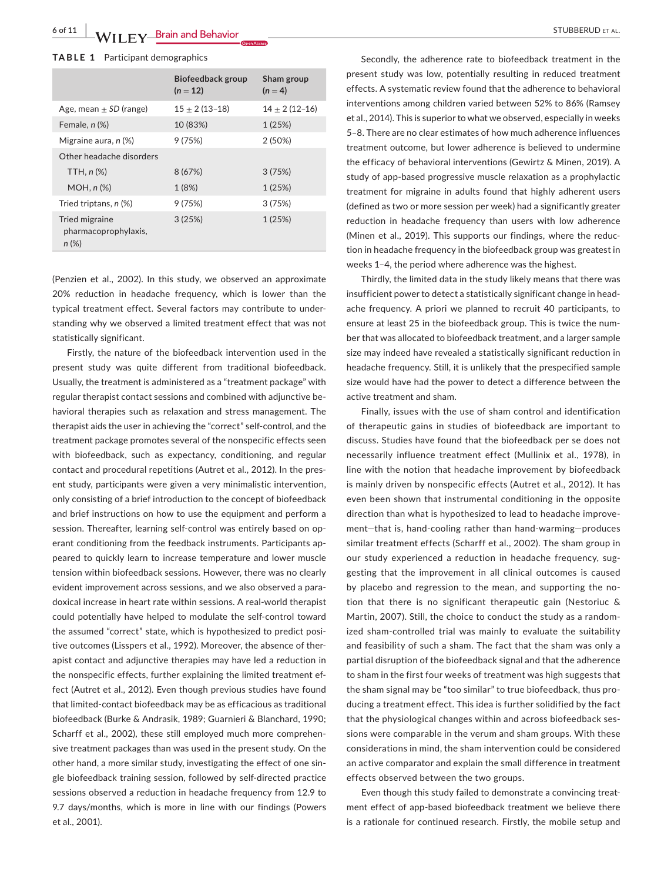**TABLE 1** Participant demographics

| | Biofeedback group ($n = 12$) | Sham group ($n = 4$) |
|---|---|---|
| Age, mean ± *SD* (range) | 15 ± 2 (13–18) | 14 ± 2 (12–16) |
| Female, *n* (%) | 10 (83%) | 1 (25%) |
| Migraine aura, *n* (%) | 9 (75%) | 2 (50%) |
| Other headache disorders | | |
| TTH, *n* (%) | 8 (67%) | 3 (75%) |
| MOH, *n* (%) | 1 (8%) | 1 (25%) |
| Tried triptans, *n* (%) | 9 (75%) | 3 (75%) |
| Tried migraine pharmacoprophylaxis, *n* (%) | 3 (25%) | 1 (25%) |

(Penzien et al., 2002). In this study, we observed an approximate 20% reduction in headache frequency, which is lower than the typical treatment effect. Several factors may contribute to understanding why we observed a limited treatment effect that was not statistically significant.

Firstly, the nature of the biofeedback intervention used in the present study was quite different from traditional biofeedback. Usually, the treatment is administered as a "treatment package" with regular therapist contact sessions and combined with adjunctive behavioral therapies such as relaxation and stress management. The therapist aids the user in achieving the "correct" self-control, and the treatment package promotes several of the nonspecific effects seen with biofeedback, such as expectancy, conditioning, and regular contact and procedural repetitions (Autret et al., 2012). In the present study, participants were given a very minimalistic intervention, only consisting of a brief introduction to the concept of biofeedback and brief instructions on how to use the equipment and perform a session. Thereafter, learning self-control was entirely based on operant conditioning from the feedback instruments. Participants appeared to quickly learn to increase temperature and lower muscle tension within biofeedback sessions. However, there was no clearly evident improvement across sessions, and we also observed a paradoxical increase in heart rate within sessions. A real-world therapist could potentially have helped to modulate the self-control toward the assumed "correct" state, which is hypothesized to predict positive outcomes (Lisspers et al., 1992). Moreover, the absence of therapist contact and adjunctive therapies may have led a reduction in the nonspecific effects, further explaining the limited treatment effect (Autret et al., 2012). Even though previous studies have found that limited-contact biofeedback may be as efficacious as traditional biofeedback (Burke & Andrasik, 1989; Guarnieri & Blanchard, 1990; Scharff et al., 2002), these still employed much more comprehensive treatment packages than was used in the present study. On the other hand, a more similar study, investigating the effect of one single biofeedback training session, followed by self-directed practice sessions observed a reduction in headache frequency from 12.9 to 9.7 days/months, which is more in line with our findings (Powers et al., 2001).

Secondly, the adherence rate to biofeedback treatment in the present study was low, potentially resulting in reduced treatment effects. A systematic review found that the adherence to behavioral interventions among children varied between 52% to 86% (Ramsey et al., 2014). This is superior to what we observed, especially in weeks 5–8. There are no clear estimates of how much adherence influences treatment outcome, but lower adherence is believed to undermine the efficacy of behavioral interventions (Gewirtz & Minen, 2019). A study of app-based progressive muscle relaxation as a prophylactic treatment for migraine in adults found that highly adherent users (defined as two or more session per week) had a significantly greater reduction in headache frequency than users with low adherence (Minen et al., 2019). This supports our findings, where the reduction in headache frequency in the biofeedback group was greatest in weeks 1–4, the period where adherence was the highest.

Thirdly, the limited data in the study likely means that there was insufficient power to detect a statistically significant change in headache frequency. A priori we planned to recruit 40 participants, to ensure at least 25 in the biofeedback group. This is twice the number that was allocated to biofeedback treatment, and a larger sample size may indeed have revealed a statistically significant reduction in headache frequency. Still, it is unlikely that the prespecified sample size would have had the power to detect a difference between the active treatment and sham.

Finally, issues with the use of sham control and identification of therapeutic gains in studies of biofeedback are important to discuss. Studies have found that the biofeedback per se does not necessarily influence treatment effect (Mullinix et al., 1978), in line with the notion that headache improvement by biofeedback is mainly driven by nonspecific effects (Autret et al., 2012). It has even been shown that instrumental conditioning in the opposite direction than what is hypothesized to lead to headache improvement—that is, hand-cooling rather than hand-warming—produces similar treatment effects (Scharff et al., 2002). The sham group in our study experienced a reduction in headache frequency, suggesting that the improvement in all clinical outcomes is caused by placebo and regression to the mean, and supporting the notion that there is no significant therapeutic gain (Nestoriuc & Martin, 2007). Still, the choice to conduct the study as a randomized sham-controlled trial was mainly to evaluate the suitability and feasibility of such a sham. The fact that the sham was only a partial disruption of the biofeedback signal and that the adherence to sham in the first four weeks of treatment was high suggests that the sham signal may be "too similar" to true biofeedback, thus producing a treatment effect. This idea is further solidified by the fact that the physiological changes within and across biofeedback sessions were comparable in the verum and sham groups. With these considerations in mind, the sham intervention could be considered an active comparator and explain the small difference in treatment effects observed between the two groups.

Even though this study failed to demonstrate a convincing treatment effect of app-based biofeedback treatment we believe there is a rationale for continued research. Firstly, the mobile setup and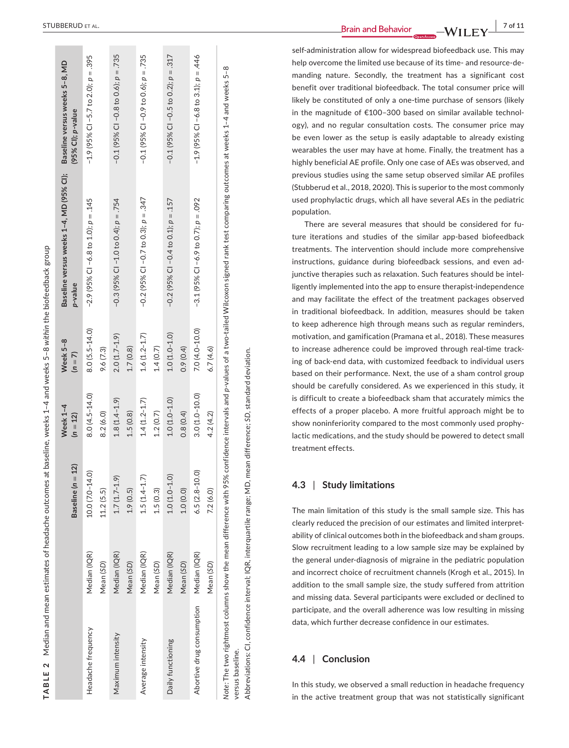**TABLE 2** Median and mean estimates of headache outcomes at baseline, weeks 1–4 and weeks 5–8 *within* the biofeedback group

| | | Baseline ($n = 12$) | Week 1–4 ($n = 12$) | Week 5–8 ($n = 7$) | Baseline versus weeks 1–4, MD (95% CI); *p*-value | Baseline versus weeks 5–8, MD (95% CI); *p*-value |
|---|---|---|---|---|---|---|
| Headache frequency | Median (IQR) | 10.0 (7.0–14.0) | 8.0 (4.5–14.0) | 8.0 (5.5–14.0) | −2.9 (95% CI −6.8 to 1.0); *p* = .145 | −1.9 (95% CI −5.7 to 2.0); *p* = .395 |
| | Mean (SD) | 11.2 (5.5) | 8.2 (6.0) | 9.6 (7.3) | | |
| Maximum intensity | Median (IQR) | 1.7 (1.7–1.9) | 1.8 (1.4–1.9) | 2.0 (1.7–1.9) | −0.3 (95% CI −1.0 to 0.4); *p* = .754 | −0.1 (95% CI −0.8 to 0.6); *p* = .735 |
| | Mean (SD) | 1.9 (0.5) | 1.5 (0.8) | 1.7 (0.8) | | |
| Average intensity | Median (IQR) | 1.5 (1.4–1.7) | 1.4 (1.2–1.7) | 1.6 (1.2–1.7) | −0.2 (95% CI −0.7 to 0.3); *p* = .347 | −0.1 (95% CI −0.9 to 0.6); *p* = .735 |
| | Mean (SD) | 1.5 (0.3) | 1.2 (0.7) | 1.4 (0.7) | | |
| Daily functioning | Median (IQR) | 1.0 (1.0–1.0) | 1.0 (1.0–1.0) | 1.0 (1.0–1.0) | −0.2 (95% CI −0.4 to 0.1); *p* = .157 | −0.1 (95% CI −0.5 to 0.2); *p* = .317 |
| | Mean (SD) | 1.0 (0.0) | 0.8 (0.4) | 0.9 (0.4) | | |
| Abortive drug consumption | Median (IQR) | 6.5 (2.8–10.0) | 3.0 (1.0–10.0) | 7.0 (4.0–10.0) | −3.1 (95% CI −6.9 to 0.7); *p* = .092 | −1.9 (95% CI −6.8 to 3.1); *p* = .446 |
| | Mean (SD) | 7.2 (6.0) | 4.2 (4.2) | 6.7 (4.6) | | |

*Note*: The two rightmost columns show the mean difference with 95% confidence intervals and *p*-values of a two-tailed Wilcoxon signed rank test comparing outcomes at weeks 1–4 and weeks 5–8 versus baseline.

Abbreviations: CI, confidence interval; IQR, interquartile range; MD, mean difference; *SD*, standard deviation.

self-administration allow for widespread biofeedback use. This may help overcome the limited use because of its time- and resource-demanding nature. Secondly, the treatment has a significant cost benefit over traditional biofeedback. The total consumer price will likely be constituted of only a one-time purchase of sensors (likely in the magnitude of €100–300 based on similar available technology), and no regular consultation costs. The consumer price may be even lower as the setup is easily adaptable to already existing wearables the user may have at home. Finally, the treatment has a highly beneficial AE profile. Only one case of AEs was observed, and previous studies using the same setup observed similar AE profiles (Stubberud et al., 2018, 2020). This is superior to the most commonly used prophylactic drugs, which all have several AEs in the pediatric population.

There are several measures that should be considered for future iterations and studies of the similar app-based biofeedback treatments. The intervention should include more comprehensive instructions, guidance during biofeedback sessions, and even adjunctive therapies such as relaxation. Such features should be intelligently implemented into the app to ensure therapist-independence and may facilitate the effect of the treatment packages observed in traditional biofeedback. In addition, measures should be taken to keep adherence high through means such as regular reminders, motivation, and gamification (Pramana et al., 2018). These measures to increase adherence could be improved through real-time tracking of back-end data, with customized feedback to individual users based on their performance. Next, the use of a sham control group should be carefully considered. As we experienced in this study, it is difficult to create a biofeedback sham that accurately mimics the effects of a proper placebo. A more fruitful approach might be to show noninferiority compared to the most commonly used prophylactic medications, and the study should be powered to detect small treatment effects.

## 4.3 | Study limitations

The main limitation of this study is the small sample size. This has clearly reduced the precision of our estimates and limited interpretability of clinical outcomes both in the biofeedback and sham groups. Slow recruitment leading to a low sample size may be explained by the general under-diagnosis of migraine in the pediatric population and incorrect choice of recruitment channels (Krogh et al., 2015). In addition to the small sample size, the study suffered from attrition and missing data. Several participants were excluded or declined to participate, and the overall adherence was low resulting in missing data, which further decrease confidence in our estimates.

## 4.4 | Conclusion

In this study, we observed a small reduction in headache frequency in the active treatment group that was not statistically significant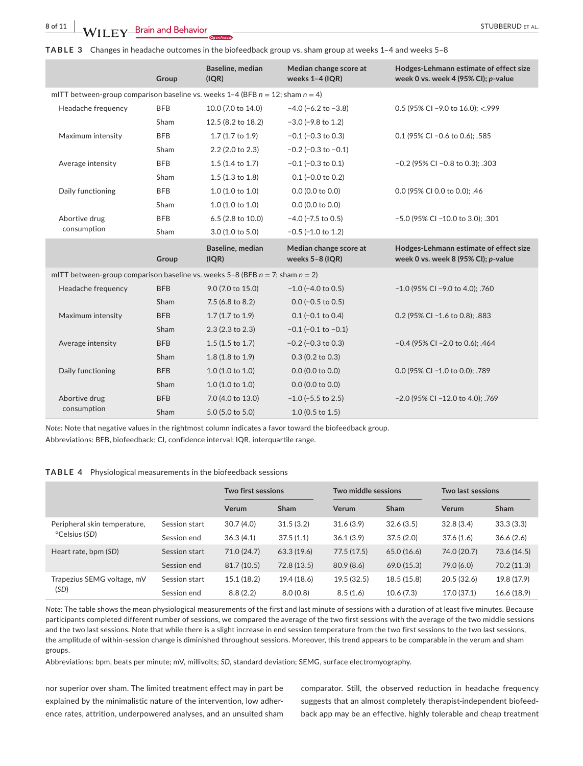**TABLE 3** Changes in headache outcomes in the biofeedback group vs. sham group at weeks 1–4 and weeks 5–8

| | Group | Baseline, median (IQR) | Median change score at weeks 1–4 (IQR) | Hodges-Lehmann estimate of effect size week 0 vs. week 4 (95% CI); *p*-value |
|---|---|---|---|---|
| mITT between-group comparison baseline vs. weeks 1–4 (BFB *n* = 12; sham *n* = 4) | | | | |
| Headache frequency | BFB | 10.0 (7.0 to 14.0) | −4.0 (−6.2 to −3.8) | 0.5 (95% CI −9.0 to 16.0); <.999 |
| | Sham | 12.5 (8.2 to 18.2) | −3.0 (−9.8 to 1.2) | |
| Maximum intensity | BFB | 1.7 (1.7 to 1.9) | −0.1 (−0.3 to 0.3) | 0.1 (95% CI −0.6 to 0.6); .585 |
| | Sham | 2.2 (2.0 to 2.3) | −0.2 (−0.3 to −0.1) | |
| Average intensity | BFB | 1.5 (1.4 to 1.7) | −0.1 (−0.3 to 0.1) | −0.2 (95% CI −0.8 to 0.3); .303 |
| | Sham | 1.5 (1.3 to 1.8) | 0.1 (−0.0 to 0.2) | |
| Daily functioning | BFB | 1.0 (1.0 to 1.0) | 0.0 (0.0 to 0.0) | 0.0 (95% CI 0.0 to 0.0); .46 |
| | Sham | 1.0 (1.0 to 1.0) | 0.0 (0.0 to 0.0) | |
| Abortive drug consumption | BFB | 6.5 (2.8 to 10.0) | −4.0 (−7.5 to 0.5) | −5.0 (95% CI −10.0 to 3.0); .301 |
| | Sham | 3.0 (1.0 to 5.0) | −0.5 (−1.0 to 1.2) | |
| | **Group** | **Baseline, median (IQR)** | **Median change score at weeks 5–8 (IQR)** | **Hodges-Lehmann estimate of effect size week 0 vs. week 8 (95% CI); *p*-value** |
| mITT between-group comparison baseline vs. weeks 5–8 (BFB *n* = 7; sham *n* = 2) | | | | |
| Headache frequency | BFB | 9.0 (7.0 to 15.0) | −1.0 (−4.0 to 0.5) | −1.0 (95% CI −9.0 to 4.0); .760 |
| | Sham | 7.5 (6.8 to 8.2) | 0.0 (−0.5 to 0.5) | |
| Maximum intensity | BFB | 1.7 (1.7 to 1.9) | 0.1 (−0.1 to 0.4) | 0.2 (95% CI −1.6 to 0.8); .883 |
| | Sham | 2.3 (2.3 to 2.3) | −0.1 (−0.1 to −0.1) | |
| Average intensity | BFB | 1.5 (1.5 to 1.7) | −0.2 (−0.3 to 0.3) | −0.4 (95% CI −2.0 to 0.6); .464 |
| | Sham | 1.8 (1.8 to 1.9) | 0.3 (0.2 to 0.3) | |
| Daily functioning | BFB | 1.0 (1.0 to 1.0) | 0.0 (0.0 to 0.0) | 0.0 (95% CI −1.0 to 0.0); .789 |
| | Sham | 1.0 (1.0 to 1.0) | 0.0 (0.0 to 0.0) | |
| Abortive drug consumption | BFB | 7.0 (4.0 to 13.0) | −1.0 (−5.5 to 2.5) | −2.0 (95% CI −12.0 to 4.0); .769 |
| | Sham | 5.0 (5.0 to 5.0) | 1.0 (0.5 to 1.5) | |

*Note:* Note that negative values in the rightmost column indicates a favor toward the biofeedback group.
Abbreviations: BFB, biofeedback; CI, confidence interval; IQR, interquartile range.

**TABLE 4** Physiological measurements in the biofeedback sessions

| | | Two first sessions | | Two middle sessions | | Two last sessions | |
|---|---|---|---|---|---|---|---|
| | | Verum | Sham | Verum | Sham | Verum | Sham |
| Peripheral skin temperature, °Celsius (*SD*) | Session start | 30.7 (4.0) | 31.5 (3.2) | 31.6 (3.9) | 32.6 (3.5) | 32.8 (3.4) | 33.3 (3.3) |
| | Session end | 36.3 (4.1) | 37.5 (1.1) | 36.1 (3.9) | 37.5 (2.0) | 37.6 (1.6) | 36.6 (2.6) |
| Heart rate, bpm (*SD*) | Session start | 71.0 (24.7) | 63.3 (19.6) | 77.5 (17.5) | 65.0 (16.6) | 74.0 (20.7) | 73.6 (14.5) |
| | Session end | 81.7 (10.5) | 72.8 (13.5) | 80.9 (8.6) | 69.0 (15.3) | 79.0 (6.0) | 70.2 (11.3) |
| Trapezius SEMG voltage, mV (*SD*) | Session start | 15.1 (18.2) | 19.4 (18.6) | 19.5 (32.5) | 18.5 (15.8) | 20.5 (32.6) | 19.8 (17.9) |
| | Session end | 8.8 (2.2) | 8.0 (0.8) | 8.5 (1.6) | 10.6 (7.3) | 17.0 (37.1) | 16.6 (18.9) |

*Note:* The table shows the mean physiological measurements of the first and last minute of sessions with a duration of at least five minutes. Because participants completed different number of sessions, we compared the average of the two first sessions with the average of the two middle sessions and the two last sessions. Note that while there is a slight increase in end session temperature from the two first sessions to the two last sessions, the amplitude of within-session change is diminished throughout sessions. Moreover, this trend appears to be comparable in the verum and sham groups.
Abbreviations: bpm, beats per minute; mV, millivolts; *SD*, standard deviation; SEMG, surface electromyography.

nor superior over sham. The limited treatment effect may in part be explained by the minimalistic nature of the intervention, low adherence rates, attrition, underpowered analyses, and an unsuited sham comparator. Still, the observed reduction in headache frequency suggests that an almost completely therapist-independent biofeedback app may be an effective, highly tolerable and cheap treatment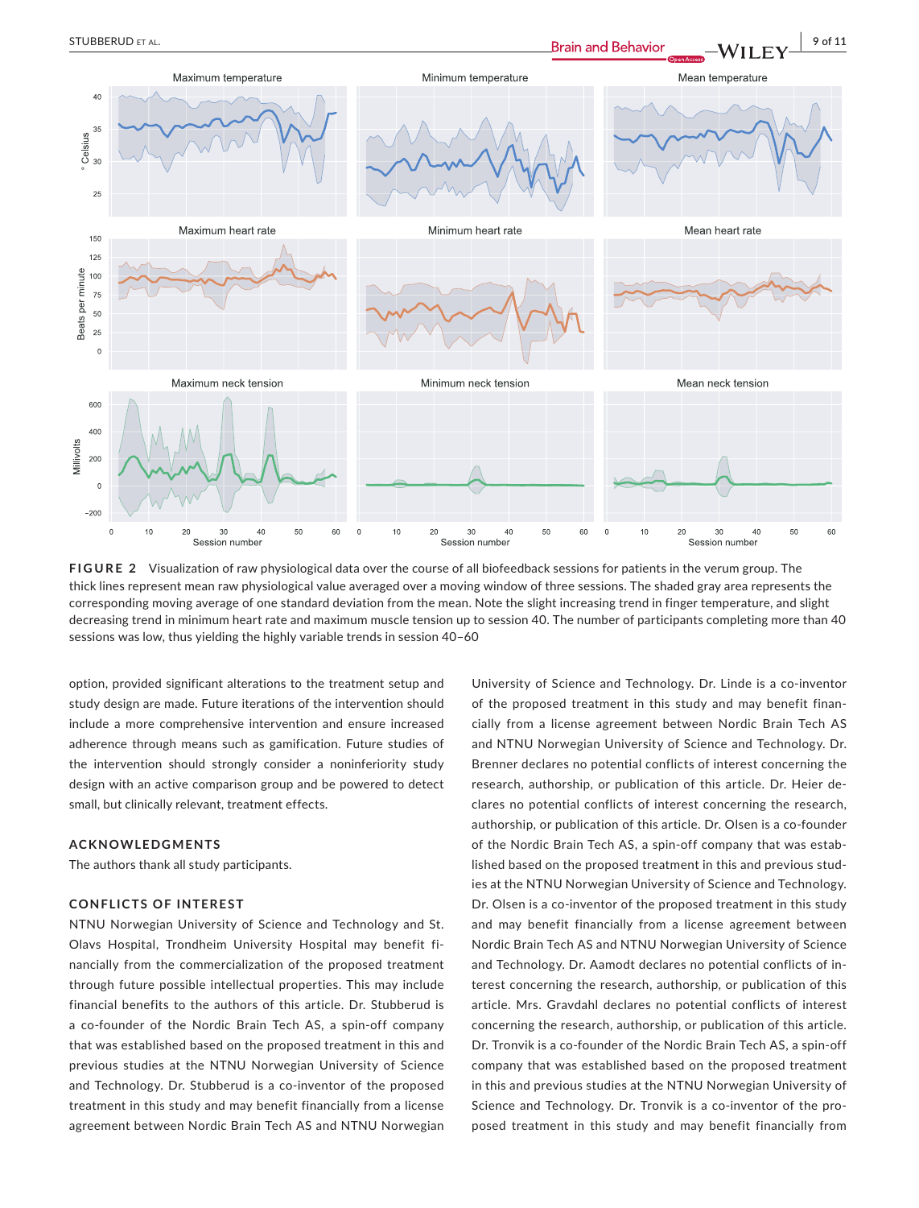**FIGURE 2** Visualization of raw physiological data over the course of all biofeedback sessions for patients in the verum group. The thick lines represent mean raw physiological value averaged over a moving window of three sessions. The shaded gray area represents the corresponding moving average of one standard deviation from the mean. Note the slight increasing trend in finger temperature, and slight decreasing trend in minimum heart rate and maximum muscle tension up to session 40. The number of participants completing more than 40 sessions was low, thus yielding the highly variable trends in session 40–60

option, provided significant alterations to the treatment setup and study design are made. Future iterations of the intervention should include a more comprehensive intervention and ensure increased adherence through means such as gamification. Future studies of the intervention should strongly consider a noninferiority study design with an active comparison group and be powered to detect small, but clinically relevant, treatment effects.

## ACKNOWLEDGMENTS

The authors thank all study participants.

## CONFLICTS OF INTEREST

NTNU Norwegian University of Science and Technology and St. Olavs Hospital, Trondheim University Hospital may benefit financially from the commercialization of the proposed treatment through future possible intellectual properties. This may include financial benefits to the authors of this article. Dr. Stubberud is a co-founder of the Nordic Brain Tech AS, a spin-off company that was established based on the proposed treatment in this and previous studies at the NTNU Norwegian University of Science and Technology. Dr. Stubberud is a co-inventor of the proposed treatment in this study and may benefit financially from a license agreement between Nordic Brain Tech AS and NTNU Norwegian University of Science and Technology. Dr. Linde is a co-inventor of the proposed treatment in this study and may benefit financially from a license agreement between Nordic Brain Tech AS and NTNU Norwegian University of Science and Technology. Dr. Brenner declares no potential conflicts of interest concerning the research, authorship, or publication of this article. Dr. Heier declares no potential conflicts of interest concerning the research, authorship, or publication of this article. Dr. Olsen is a co-founder of the Nordic Brain Tech AS, a spin-off company that was established based on the proposed treatment in this and previous studies at the NTNU Norwegian University of Science and Technology. Dr. Olsen is a co-inventor of the proposed treatment in this study and may benefit financially from a license agreement between Nordic Brain Tech AS and NTNU Norwegian University of Science and Technology. Dr. Aamodt declares no potential conflicts of interest concerning the research, authorship, or publication of this article. Mrs. Gravdahl declares no potential conflicts of interest concerning the research, authorship, or publication of this article. Dr. Tronvik is a co-founder of the Nordic Brain Tech AS, a spin-off company that was established based on the proposed treatment in this and previous studies at the NTNU Norwegian University of Science and Technology. Dr. Tronvik is a co-inventor of the proposed treatment in this study and may benefit financially from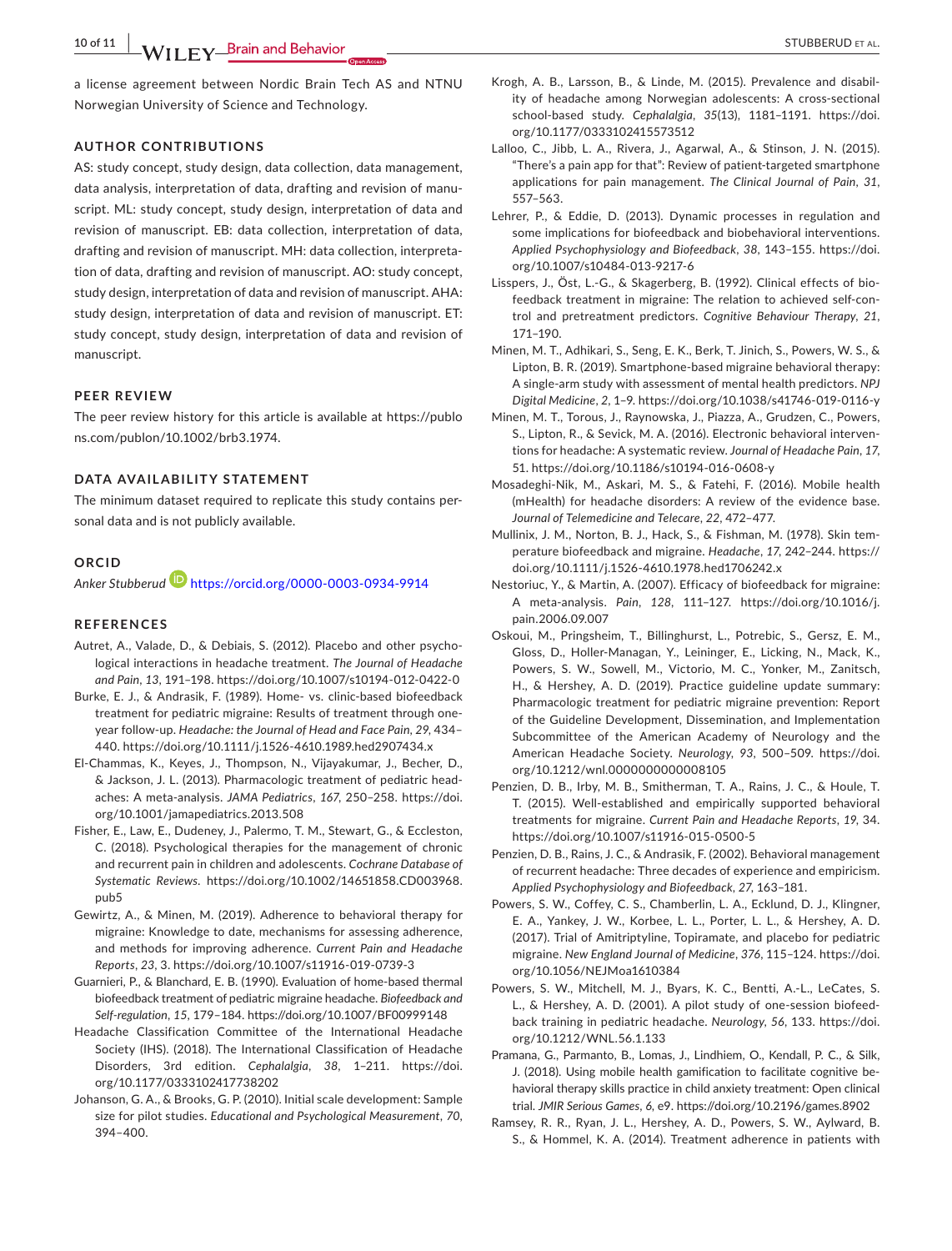a license agreement between Nordic Brain Tech AS and NTNU Norwegian University of Science and Technology.

## AUTHOR CONTRIBUTIONS

AS: study concept, study design, data collection, data management, data analysis, interpretation of data, drafting and revision of manuscript. ML: study concept, study design, interpretation of data and revision of manuscript. EB: data collection, interpretation of data, drafting and revision of manuscript. MH: data collection, interpretation of data, drafting and revision of manuscript. AO: study concept, study design, interpretation of data and revision of manuscript. AHA: study design, interpretation of data and revision of manuscript. ET: study concept, study design, interpretation of data and revision of manuscript.

## PEER REVIEW

The peer review history for this article is available at https://publons.com/publon/10.1002/brb3.1974.

## DATA AVAILABILITY STATEMENT

The minimum dataset required to replicate this study contains personal data and is not publicly available.

## ORCID

*Anker Stubberud* https://orcid.org/0000-0003-0934-9914

## REFERENCES

Autret, A., Valade, D., & Debiais, S. (2012). Placebo and other psychological interactions in headache treatment. *The Journal of Headache and Pain*, *13*, 191–198. https://doi.org/10.1007/s10194-012-0422-0

Burke, E. J., & Andrasik, F. (1989). Home- vs. clinic-based biofeedback treatment for pediatric migraine: Results of treatment through one-year follow-up. *Headache: the Journal of Head and Face Pain*, *29*, 434–440. https://doi.org/10.1111/j.1526-4610.1989.hed2907434.x

El-Chammas, K., Keyes, J., Thompson, N., Vijayakumar, J., Becher, D., & Jackson, J. L. (2013). Pharmacologic treatment of pediatric headaches: A meta-analysis. *JAMA Pediatrics*, *167*, 250–258. https://doi.org/10.1001/jamapediatrics.2013.508

Fisher, E., Law, E., Dudeney, J., Palermo, T. M., Stewart, G., & Eccleston, C. (2018). Psychological therapies for the management of chronic and recurrent pain in children and adolescents. *Cochrane Database of Systematic Reviews*. https://doi.org/10.1002/14651858.CD003968.pub5

Gewirtz, A., & Minen, M. (2019). Adherence to behavioral therapy for migraine: Knowledge to date, mechanisms for assessing adherence, and methods for improving adherence. *Current Pain and Headache Reports*, *23*, 3. https://doi.org/10.1007/s11916-019-0739-3

Guarnieri, P., & Blanchard, E. B. (1990). Evaluation of home-based thermal biofeedback treatment of pediatric migraine headache. *Biofeedback and Self-regulation*, *15*, 179–184. https://doi.org/10.1007/BF00999148

Headache Classification Committee of the International Headache Society (IHS). (2018). The International Classification of Headache Disorders, 3rd edition. *Cephalalgia*, *38*, 1–211. https://doi.org/10.1177/0333102417738202

Johanson, G. A., & Brooks, G. P. (2010). Initial scale development: Sample size for pilot studies. *Educational and Psychological Measurement*, *70*, 394–400.

Krogh, A. B., Larsson, B., & Linde, M. (2015). Prevalence and disability of headache among Norwegian adolescents: A cross-sectional school-based study. *Cephalalgia*, *35*(13), 1181–1191. https://doi.org/10.1177/0333102415573512

Lalloo, C., Jibb, L. A., Rivera, J., Agarwal, A., & Stinson, J. N. (2015). "There's a pain app for that": Review of patient-targeted smartphone applications for pain management. *The Clinical Journal of Pain*, *31*, 557–563.

Lehrer, P., & Eddie, D. (2013). Dynamic processes in regulation and some implications for biofeedback and biobehavioral interventions. *Applied Psychophysiology and Biofeedback*, *38*, 143–155. https://doi.org/10.1007/s10484-013-9217-6

Lisspers, J., Öst, L.-G., & Skagerberg, B. (1992). Clinical effects of biofeedback treatment in migraine: The relation to achieved self-control and pretreatment predictors. *Cognitive Behaviour Therapy*, *21*, 171–190.

Minen, M. T., Adhikari, S., Seng, E. K., Berk, T. Jinich, S., Powers, W. S., & Lipton, B. R. (2019). Smartphone-based migraine behavioral therapy: A single-arm study with assessment of mental health predictors. *NPJ Digital Medicine*, *2*, 1–9. https://doi.org/10.1038/s41746-019-0116-y

Minen, M. T., Torous, J., Raynowska, J., Piazza, A., Grudzen, C., Powers, S., Lipton, R., & Sevick, M. A. (2016). Electronic behavioral interventions for headache: A systematic review. *Journal of Headache Pain*, *17*, 51. https://doi.org/10.1186/s10194-016-0608-y

Mosadeghi-Nik, M., Askari, M. S., & Fatehi, F. (2016). Mobile health (mHealth) for headache disorders: A review of the evidence base. *Journal of Telemedicine and Telecare*, *22*, 472–477.

Mullinix, J. M., Norton, B. J., Hack, S., & Fishman, M. (1978). Skin temperature biofeedback and migraine. *Headache*, *17*, 242–244. https://doi.org/10.1111/j.1526-4610.1978.hed1706242.x

Nestoriuc, Y., & Martin, A. (2007). Efficacy of biofeedback for migraine: A meta-analysis. *Pain*, *128*, 111–127. https://doi.org/10.1016/j.pain.2006.09.007

Oskoui, M., Pringsheim, T., Billinghurst, L., Potrebic, S., Gersz, E. M., Gloss, D., Holler-Managan, Y., Leininger, E., Licking, N., Mack, K., Powers, S. W., Sowell, M., Victorio, M. C., Yonker, M., Zanitsch, H., & Hershey, A. D. (2019). Practice guideline update summary: Pharmacologic treatment for pediatric migraine prevention: Report of the Guideline Development, Dissemination, and Implementation Subcommittee of the American Academy of Neurology and the American Headache Society. *Neurology*, *93*, 500–509. https://doi.org/10.1212/wnl.0000000000008105

Penzien, D. B., Irby, M. B., Smitherman, T. A., Rains, J. C., & Houle, T. T. (2015). Well-established and empirically supported behavioral treatments for migraine. *Current Pain and Headache Reports*, *19*, 34. https://doi.org/10.1007/s11916-015-0500-5

Penzien, D. B., Rains, J. C., & Andrasik, F. (2002). Behavioral management of recurrent headache: Three decades of experience and empiricism. *Applied Psychophysiology and Biofeedback*, *27*, 163–181.

Powers, S. W., Coffey, C. S., Chamberlin, L. A., Ecklund, D. J., Klingner, E. A., Yankey, J. W., Korbee, L. L., Porter, L. L., & Hershey, A. D. (2017). Trial of Amitriptyline, Topiramate, and placebo for pediatric migraine. *New England Journal of Medicine*, *376*, 115–124. https://doi.org/10.1056/NEJMoa1610384

Powers, S. W., Mitchell, M. J., Byars, K. C., Bentti, A.-L., LeCates, S. L., & Hershey, A. D. (2001). A pilot study of one-session biofeedback training in pediatric headache. *Neurology*, *56*, 133. https://doi.org/10.1212/WNL.56.1.133

Pramana, G., Parmanto, B., Lomas, J., Lindhiem, O., Kendall, P. C., & Silk, J. (2018). Using mobile health gamification to facilitate cognitive behavioral therapy skills practice in child anxiety treatment: Open clinical trial. *JMIR Serious Games*, *6*, e9. https://doi.org/10.2196/games.8902

Ramsey, R. R., Ryan, J. L., Hershey, A. D., Powers, S. W., Aylward, B. S., & Hommel, K. A. (2014). Treatment adherence in patients with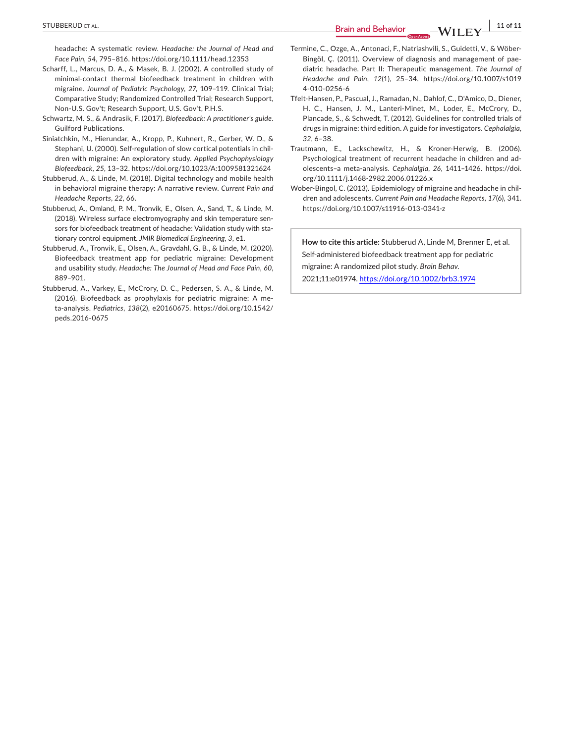headache: A systematic review. *Headache: the Journal of Head and Face Pain*, *54*, 795–816. https://doi.org/10.1111/head.12353

Scharff, L., Marcus, D. A., & Masek, B. J. (2002). A controlled study of minimal-contact thermal biofeedback treatment in children with migraine. *Journal of Pediatric Psychology*, *27*, 109–119. Clinical Trial; Comparative Study; Randomized Controlled Trial; Research Support, Non-U.S. Gov't; Research Support, U.S. Gov't, P.H.S.

Schwartz, M. S., & Andrasik, F. (2017). *Biofeedback: A practitioner's guide*. Guilford Publications.

Siniatchkin, M., Hierundar, A., Kropp, P., Kuhnert, R., Gerber, W. D., & Stephani, U. (2000). Self-regulation of slow cortical potentials in children with migraine: An exploratory study. *Applied Psychophysiology Biofeedback*, *25*, 13–32. https://doi.org/10.1023/A:1009581321624

Stubberud, A., & Linde, M. (2018). Digital technology and mobile health in behavioral migraine therapy: A narrative review. *Current Pain and Headache Reports*, *22*, 66.

Stubberud, A., Omland, P. M., Tronvik, E., Olsen, A., Sand, T., & Linde, M. (2018). Wireless surface electromyography and skin temperature sensors for biofeedback treatment of headache: Validation study with stationary control equipment. *JMIR Biomedical Engineering*, *3*, e1.

Stubberud, A., Tronvik, E., Olsen, A., Gravdahl, G. B., & Linde, M. (2020). Biofeedback treatment app for pediatric migraine: Development and usability study. *Headache: The Journal of Head and Face Pain*, *60*, 889–901.

Stubberud, A., Varkey, E., McCrory, D. C., Pedersen, S. A., & Linde, M. (2016). Biofeedback as prophylaxis for pediatric migraine: A meta-analysis. *Pediatrics*, *138*(2), e20160675. https://doi.org/10.1542/peds.2016-0675

Termine, C., Ozge, A., Antonaci, F., Natriashvili, S., Guidetti, V., & Wöber-Bingöl, Ç. (2011). Overview of diagnosis and management of paediatric headache. Part II: Therapeutic management. *The Journal of Headache and Pain*, *12*(1), 25–34. https://doi.org/10.1007/s10194-010-0256-6

Tfelt-Hansen, P., Pascual, J., Ramadan, N., Dahlof, C., D'Amico, D., Diener, H. C., Hansen, J. M., Lanteri-Minet, M., Loder, E., McCrory, D., Plancade, S., & Schwedt, T. (2012). Guidelines for controlled trials of drugs in migraine: third edition. A guide for investigators. *Cephalalgia*, *32*, 6–38.

Trautmann, E., Lackschewitz, H., & Kroner-Herwig, B. (2006). Psychological treatment of recurrent headache in children and adolescents–a meta-analysis. *Cephalalgia*, *26*, 1411–1426. https://doi.org/10.1111/j.1468-2982.2006.01226.x

Wober-Bingol, C. (2013). Epidemiology of migraine and headache in children and adolescents. *Current Pain and Headache Reports*, *17*(6), 341. https://doi.org/10.1007/s11916-013-0341-z

**How to cite this article:** Stubberud A, Linde M, Brenner E, et al. Self-administered biofeedback treatment app for pediatric migraine: A randomized pilot study. *Brain Behav*. 2021;11:e01974. https://doi.org/10.1002/brb3.1974